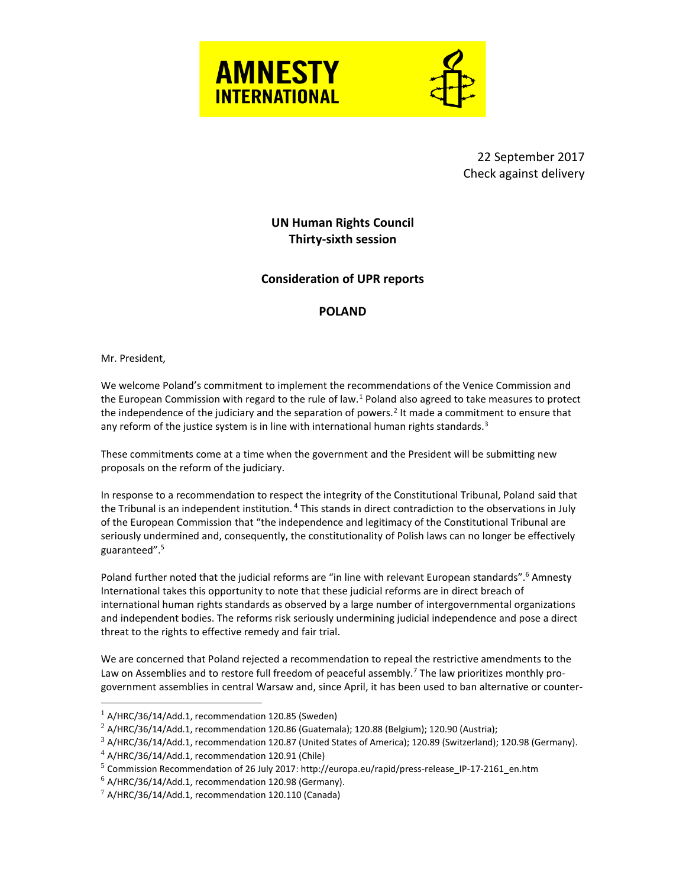AMNESTY INTERNATIONAL

22 September 2017
Check against delivery

**UN Human Rights Council**
**Thirty-sixth session**

**Consideration of UPR reports**

**POLAND**

Mr. President,

We welcome Poland's commitment to implement the recommendations of the Venice Commission and the European Commission with regard to the rule of law.[1] Poland also agreed to take measures to protect the independence of the judiciary and the separation of powers.[2] It made a commitment to ensure that any reform of the justice system is in line with international human rights standards.[3]

These commitments come at a time when the government and the President will be submitting new proposals on the reform of the judiciary.

In response to a recommendation to respect the integrity of the Constitutional Tribunal, Poland said that the Tribunal is an independent institution.[4] This stands in direct contradiction to the observations in July of the European Commission that "the independence and legitimacy of the Constitutional Tribunal are seriously undermined and, consequently, the constitutionality of Polish laws can no longer be effectively guaranteed".[5]

Poland further noted that the judicial reforms are "in line with relevant European standards".[6] Amnesty International takes this opportunity to note that these judicial reforms are in direct breach of international human rights standards as observed by a large number of intergovernmental organizations and independent bodies. The reforms risk seriously undermining judicial independence and pose a direct threat to the rights to effective remedy and fair trial.

We are concerned that Poland rejected a recommendation to repeal the restrictive amendments to the Law on Assemblies and to restore full freedom of peaceful assembly.[7] The law prioritizes monthly pro-government assemblies in central Warsaw and, since April, it has been used to ban alternative or counter-

---

[1] A/HRC/36/14/Add.1, recommendation 120.85 (Sweden)

[2] A/HRC/36/14/Add.1, recommendation 120.86 (Guatemala); 120.88 (Belgium); 120.90 (Austria);

[3] A/HRC/36/14/Add.1, recommendation 120.87 (United States of America); 120.89 (Switzerland); 120.98 (Germany).

[4] A/HRC/36/14/Add.1, recommendation 120.91 (Chile)

[5] Commission Recommendation of 26 July 2017: http://europa.eu/rapid/press-release_IP-17-2161_en.htm

[6] A/HRC/36/14/Add.1, recommendation 120.98 (Germany).

[7] A/HRC/36/14/Add.1, recommendation 120.110 (Canada)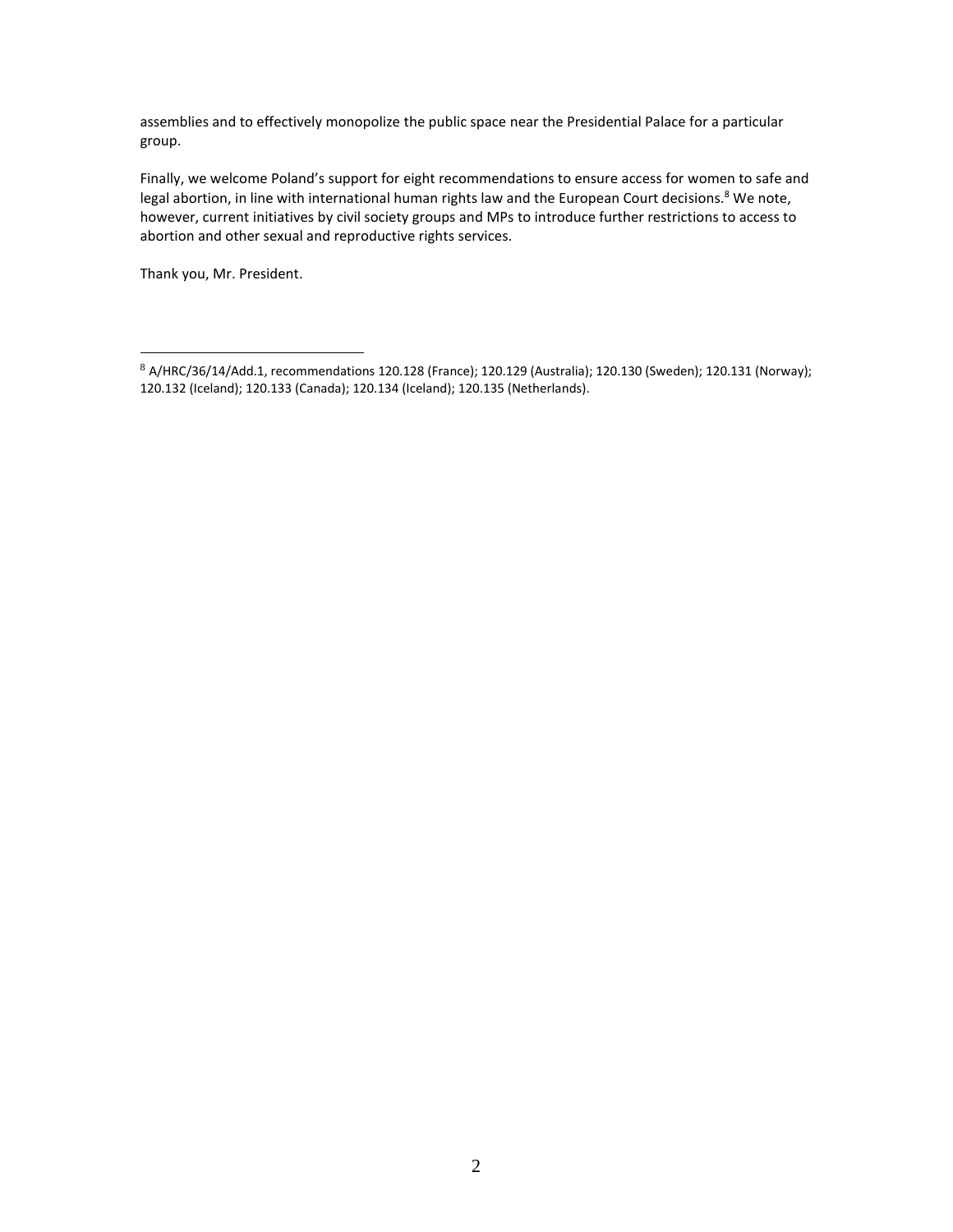assemblies and to effectively monopolize the public space near the Presidential Palace for a particular group.

Finally, we welcome Poland's support for eight recommendations to ensure access for women to safe and legal abortion, in line with international human rights law and the European Court decisions.[8] We note, however, current initiatives by civil society groups and MPs to introduce further restrictions to access to abortion and other sexual and reproductive rights services.

Thank you, Mr. President.

---

[8] A/HRC/36/14/Add.1, recommendations 120.128 (France); 120.129 (Australia); 120.130 (Sweden); 120.131 (Norway); 120.132 (Iceland); 120.133 (Canada); 120.134 (Iceland); 120.135 (Netherlands).